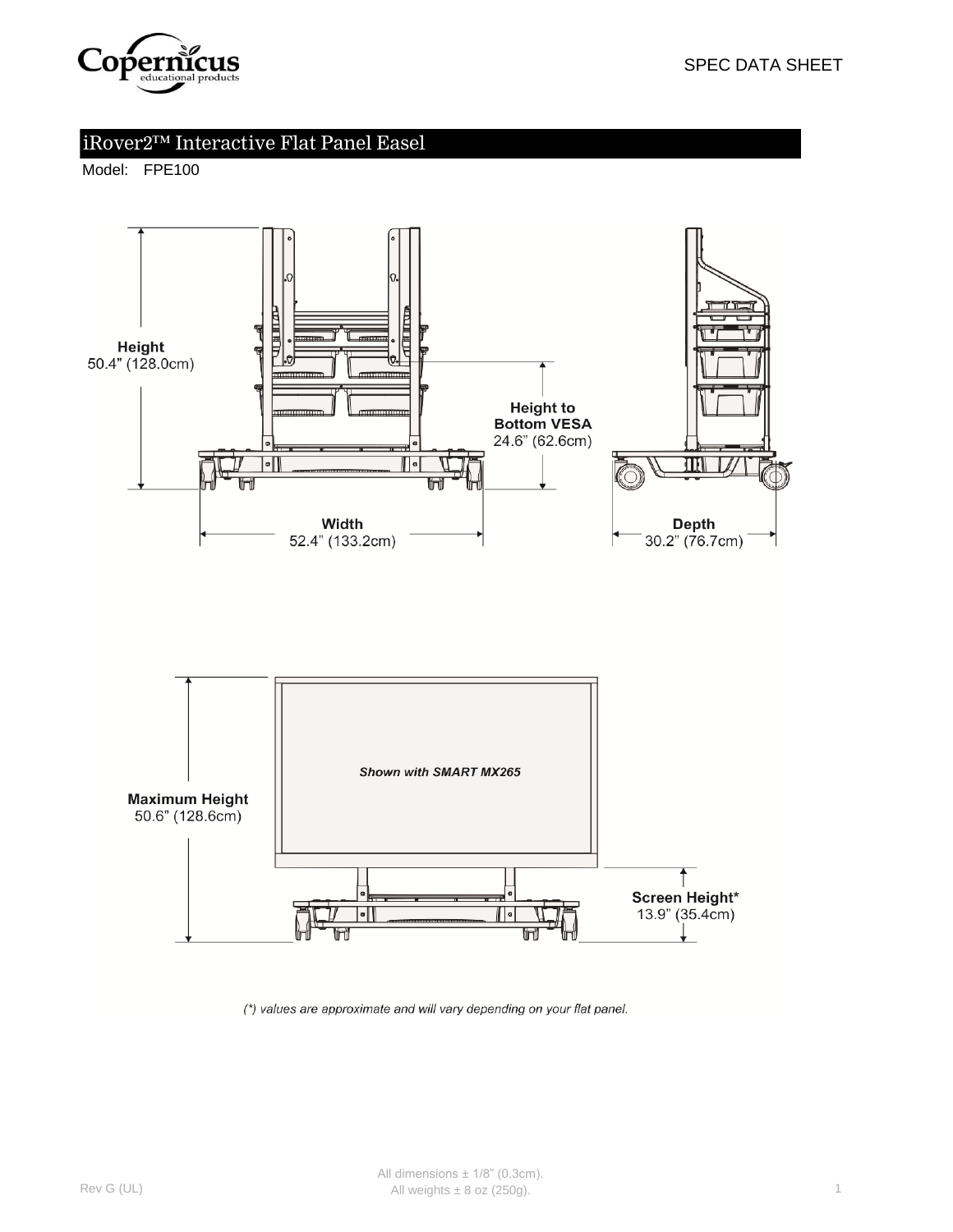SPEC DATA SHEET

# iRover2™ Interactive Flat Panel Easel

Model: FPE100

**Height**
50.4" (128.0cm)

**Height to Bottom VESA**
24.6" (62.6cm)

**Width**
52.4" (133.2cm)

**Depth**
30.2" (76.7cm)

***Shown with SMART MX265***

**Maximum Height**
50.6" (128.6cm)

**Screen Height***
13.9" (35.4cm)

*(\*) values are approximate and will vary depending on your flat panel.*

Rev G (UL)

All dimensions ± 1/8" (0.3cm).
All weights ± 8 oz (250g).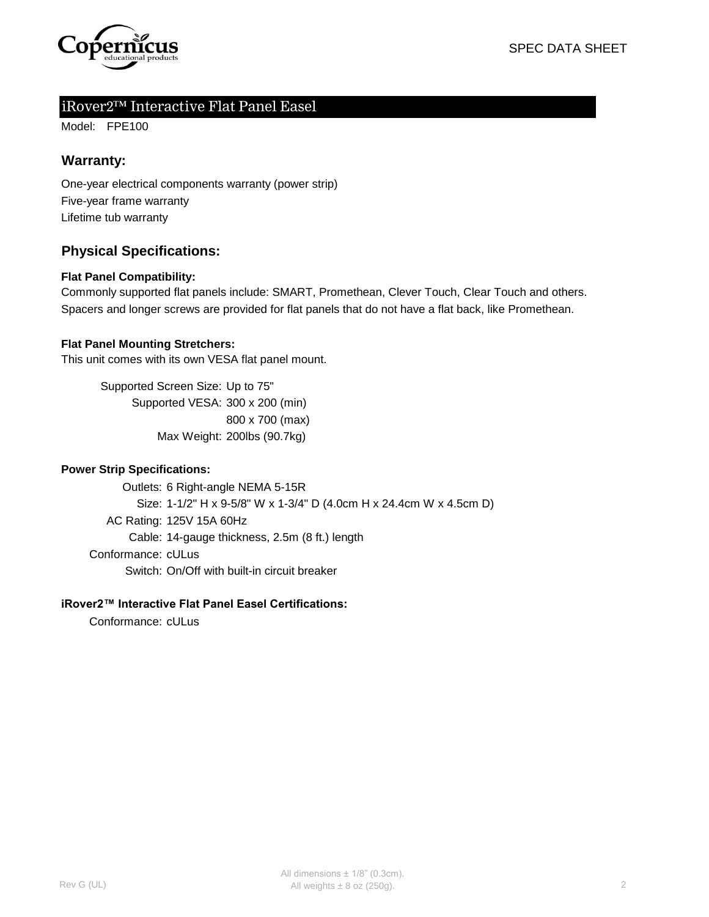# iRover2™ Interactive Flat Panel Easel

Model: FPE100

## Warranty:

One-year electrical components warranty (power strip)
Five-year frame warranty
Lifetime tub warranty

## Physical Specifications:

**Flat Panel Compatibility:**
Commonly supported flat panels include: SMART, Promethean, Clever Touch, Clear Touch and others.
Spacers and longer screws are provided for flat panels that do not have a flat back, like Promethean.

**Flat Panel Mounting Stretchers:**
This unit comes with its own VESA flat panel mount.

Supported Screen Size: Up to 75"
Supported VESA: 300 x 200 (min)
800 x 700 (max)
Max Weight: 200lbs (90.7kg)

**Power Strip Specifications:**

Outlets: 6 Right-angle NEMA 5-15R
Size: 1-1/2" H x 9-5/8" W x 1-3/4" D (4.0cm H x 24.4cm W x 4.5cm D)
AC Rating: 125V 15A 60Hz
Cable: 14-gauge thickness, 2.5m (8 ft.) length
Conformance: cULus
Switch: On/Off with built-in circuit breaker

**iRover2™ Interactive Flat Panel Easel Certifications:**

Conformance: cULus

Rev G (UL)

All dimensions ± 1/8" (0.3cm).
All weights ± 8 oz (250g).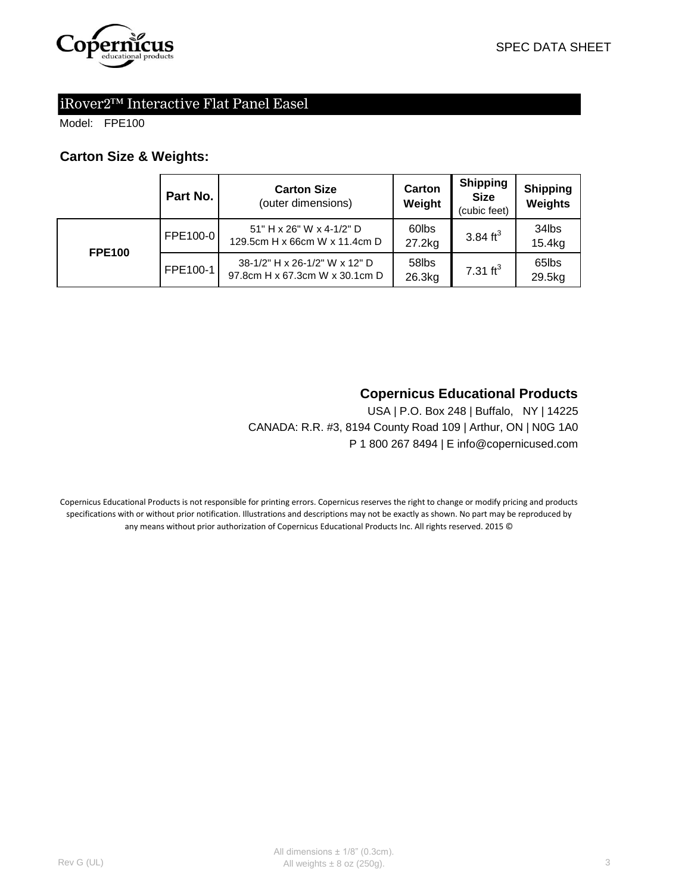SPEC DATA SHEET

## iRover2™ Interactive Flat Panel Easel

Model: FPE100

### Carton Size & Weights:

| | Part No. | Carton Size (outer dimensions) | Carton Weight | Shipping Size (cubic feet) | Shipping Weights |
|---|---|---|---|---|---|
| **FPE100** | FPE100-0 | 51" H x 26" W x 4-1/2" D<br>129.5cm H x 66cm W x 11.4cm D | 60lbs<br>27.2kg | 3.84 $ft^3$ | 34lbs<br>15.4kg |
| | FPE100-1 | 38-1/2" H x 26-1/2" W x 12" D<br>97.8cm H x 67.3cm W x 30.1cm D | 58lbs<br>26.3kg | 7.31 $ft^3$ | 65lbs<br>29.5kg |

**Copernicus Educational Products**

USA | P.O. Box 248 | Buffalo, NY | 14225

CANADA: R.R. #3, 8194 County Road 109 | Arthur, ON | N0G 1A0

P 1 800 267 8494 | E info@copernicused.com

Copernicus Educational Products is not responsible for printing errors. Copernicus reserves the right to change or modify pricing and products specifications with or without prior notification. Illustrations and descriptions may not be exactly as shown. No part may be reproduced by any means without prior authorization of Copernicus Educational Products Inc. All rights reserved. 2015 ©

Rev G (UL)

All dimensions ± 1/8" (0.3cm).
All weights ± 8 oz (250g).